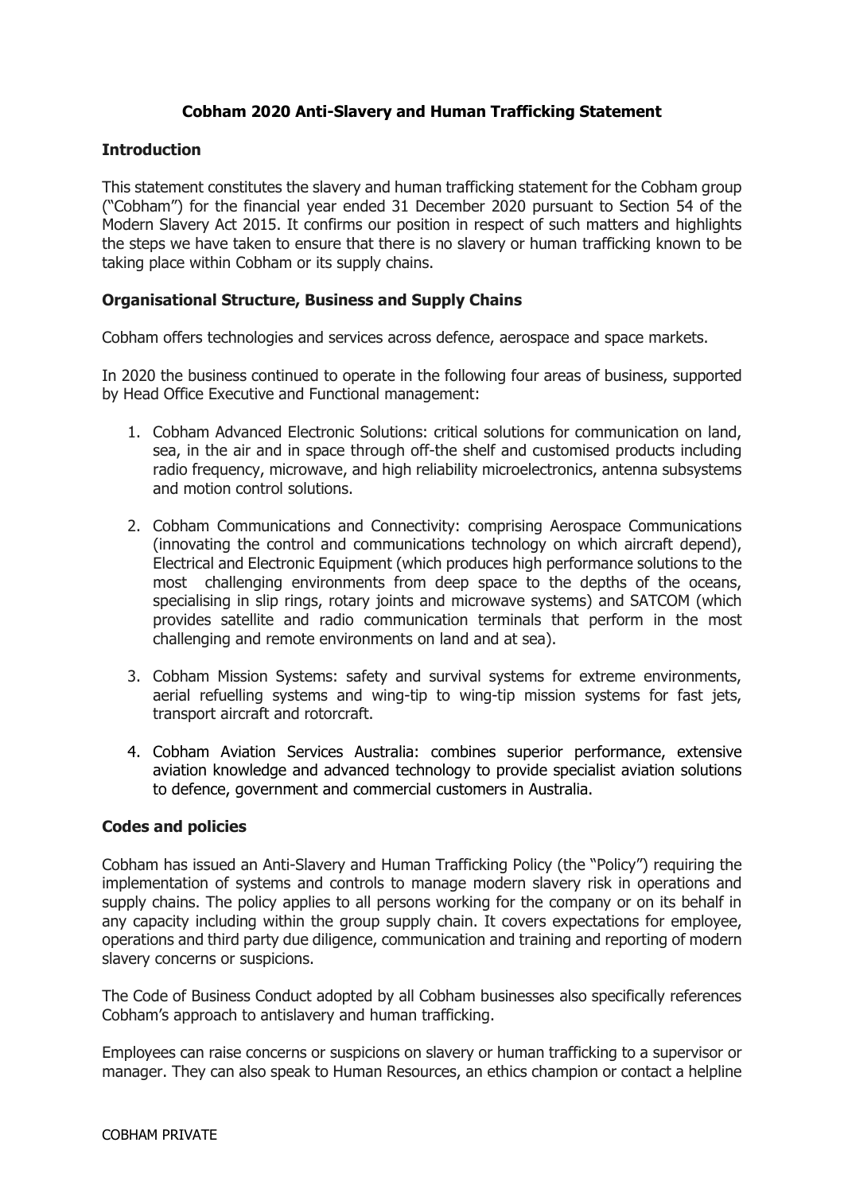# Cobham 2020 Anti-Slavery and Human Trafficking Statement

## Introduction

This statement constitutes the slavery and human trafficking statement for the Cobham group ("Cobham") for the financial year ended 31 December 2020 pursuant to Section 54 of the Modern Slavery Act 2015. It confirms our position in respect of such matters and highlights the steps we have taken to ensure that there is no slavery or human trafficking known to be taking place within Cobham or its supply chains.

## Organisational Structure, Business and Supply Chains

Cobham offers technologies and services across defence, aerospace and space markets.

In 2020 the business continued to operate in the following four areas of business, supported by Head Office Executive and Functional management:

1. Cobham Advanced Electronic Solutions: critical solutions for communication on land, sea, in the air and in space through off-the shelf and customised products including radio frequency, microwave, and high reliability microelectronics, antenna subsystems and motion control solutions.

2. Cobham Communications and Connectivity: comprising Aerospace Communications (innovating the control and communications technology on which aircraft depend), Electrical and Electronic Equipment (which produces high performance solutions to the most challenging environments from deep space to the depths of the oceans, specialising in slip rings, rotary joints and microwave systems) and SATCOM (which provides satellite and radio communication terminals that perform in the most challenging and remote environments on land and at sea).

3. Cobham Mission Systems: safety and survival systems for extreme environments, aerial refuelling systems and wing-tip to wing-tip mission systems for fast jets, transport aircraft and rotorcraft.

4. Cobham Aviation Services Australia: combines superior performance, extensive aviation knowledge and advanced technology to provide specialist aviation solutions to defence, government and commercial customers in Australia.

## Codes and policies

Cobham has issued an Anti-Slavery and Human Trafficking Policy (the "Policy") requiring the implementation of systems and controls to manage modern slavery risk in operations and supply chains. The policy applies to all persons working for the company or on its behalf in any capacity including within the group supply chain. It covers expectations for employee, operations and third party due diligence, communication and training and reporting of modern slavery concerns or suspicions.

The Code of Business Conduct adopted by all Cobham businesses also specifically references Cobham's approach to antislavery and human trafficking.

Employees can raise concerns or suspicions on slavery or human trafficking to a supervisor or manager. They can also speak to Human Resources, an ethics champion or contact a helpline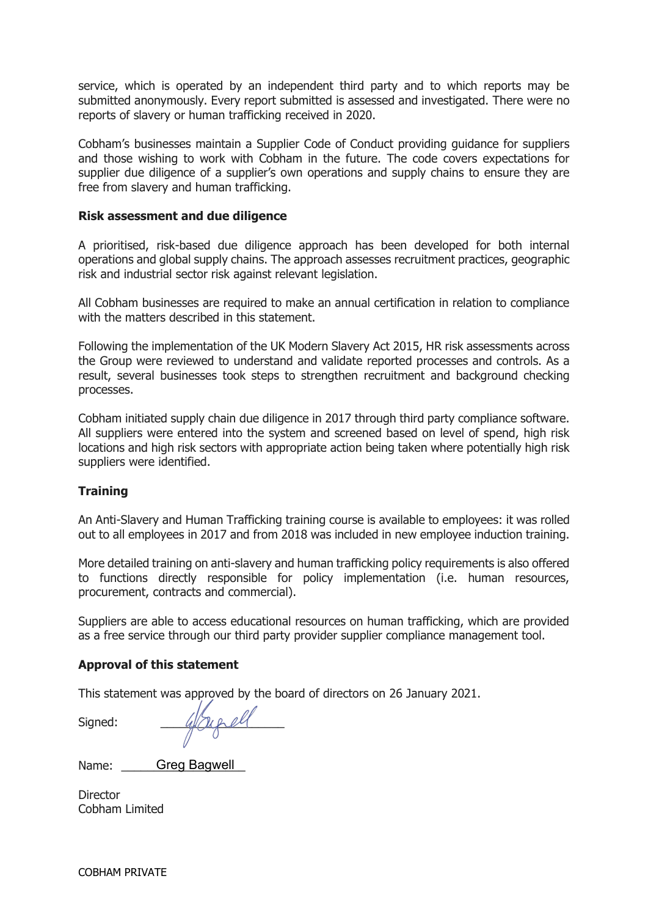service, which is operated by an independent third party and to which reports may be submitted anonymously. Every report submitted is assessed and investigated. There were no reports of slavery or human trafficking received in 2020.

Cobham's businesses maintain a Supplier Code of Conduct providing guidance for suppliers and those wishing to work with Cobham in the future. The code covers expectations for supplier due diligence of a supplier's own operations and supply chains to ensure they are free from slavery and human trafficking.

**Risk assessment and due diligence**

A prioritised, risk-based due diligence approach has been developed for both internal operations and global supply chains. The approach assesses recruitment practices, geographic risk and industrial sector risk against relevant legislation.

All Cobham businesses are required to make an annual certification in relation to compliance with the matters described in this statement.

Following the implementation of the UK Modern Slavery Act 2015, HR risk assessments across the Group were reviewed to understand and validate reported processes and controls. As a result, several businesses took steps to strengthen recruitment and background checking processes.

Cobham initiated supply chain due diligence in 2017 through third party compliance software. All suppliers were entered into the system and screened based on level of spend, high risk locations and high risk sectors with appropriate action being taken where potentially high risk suppliers were identified.

**Training**

An Anti-Slavery and Human Trafficking training course is available to employees: it was rolled out to all employees in 2017 and from 2018 was included in new employee induction training.

More detailed training on anti-slavery and human trafficking policy requirements is also offered to functions directly responsible for policy implementation (i.e. human resources, procurement, contracts and commercial).

Suppliers are able to access educational resources on human trafficking, which are provided as a free service through our third party provider supplier compliance management tool.

**Approval of this statement**

This statement was approved by the board of directors on 26 January 2021.

Signed: ____________________

Name: Greg Bagwell

Director
Cobham Limited

COBHAM PRIVATE